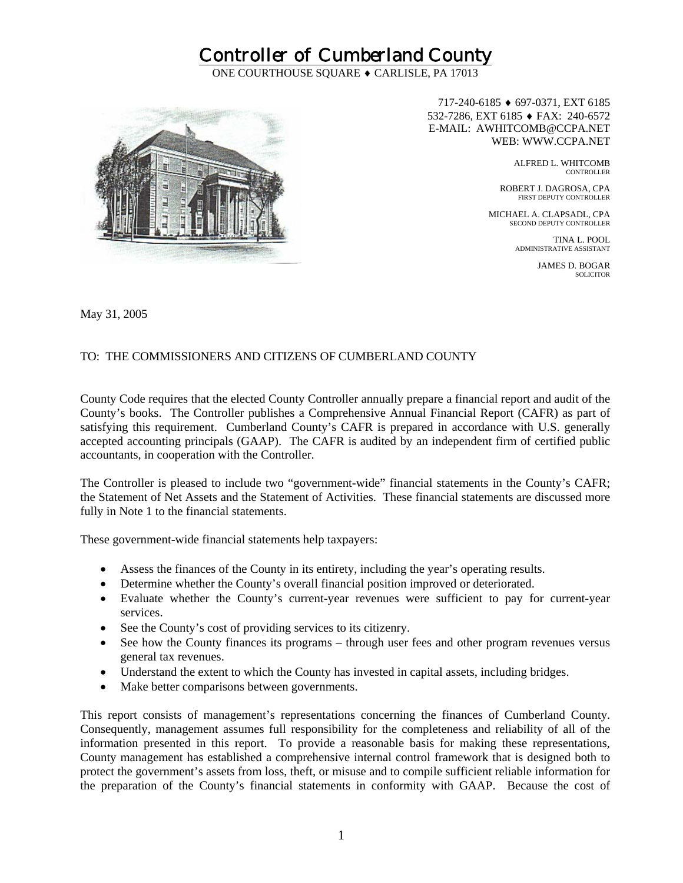# Controller of Cumberland County

ONE COURTHOUSE SQUARE ♦ CARLISLE, PA 17013

717-240-6185 ♦ 697-0371, EXT 6185
532-7286, EXT 6185 ♦ FAX: 240-6572
E-MAIL: AWHITCOMB@CCPA.NET
WEB: WWW.CCPA.NET

ALFRED L. WHITCOMB
CONTROLLER

ROBERT J. DAGROSA, CPA
FIRST DEPUTY CONTROLLER

MICHAEL A. CLAPSADL, CPA
SECOND DEPUTY CONTROLLER

TINA L. POOL
ADMINISTRATIVE ASSISTANT

JAMES D. BOGAR
SOLICITOR

May 31, 2005

TO: THE COMMISSIONERS AND CITIZENS OF CUMBERLAND COUNTY

County Code requires that the elected County Controller annually prepare a financial report and audit of the County's books. The Controller publishes a Comprehensive Annual Financial Report (CAFR) as part of satisfying this requirement. Cumberland County's CAFR is prepared in accordance with U.S. generally accepted accounting principals (GAAP). The CAFR is audited by an independent firm of certified public accountants, in cooperation with the Controller.

The Controller is pleased to include two "government-wide" financial statements in the County's CAFR; the Statement of Net Assets and the Statement of Activities. These financial statements are discussed more fully in Note 1 to the financial statements.

These government-wide financial statements help taxpayers:

- Assess the finances of the County in its entirety, including the year's operating results.
- Determine whether the County's overall financial position improved or deteriorated.
- Evaluate whether the County's current-year revenues were sufficient to pay for current-year services.
- See the County's cost of providing services to its citizenry.
- See how the County finances its programs – through user fees and other program revenues versus general tax revenues.
- Understand the extent to which the County has invested in capital assets, including bridges.
- Make better comparisons between governments.

This report consists of management's representations concerning the finances of Cumberland County. Consequently, management assumes full responsibility for the completeness and reliability of all of the information presented in this report. To provide a reasonable basis for making these representations, County management has established a comprehensive internal control framework that is designed both to protect the government's assets from loss, theft, or misuse and to compile sufficient reliable information for the preparation of the County's financial statements in conformity with GAAP. Because the cost of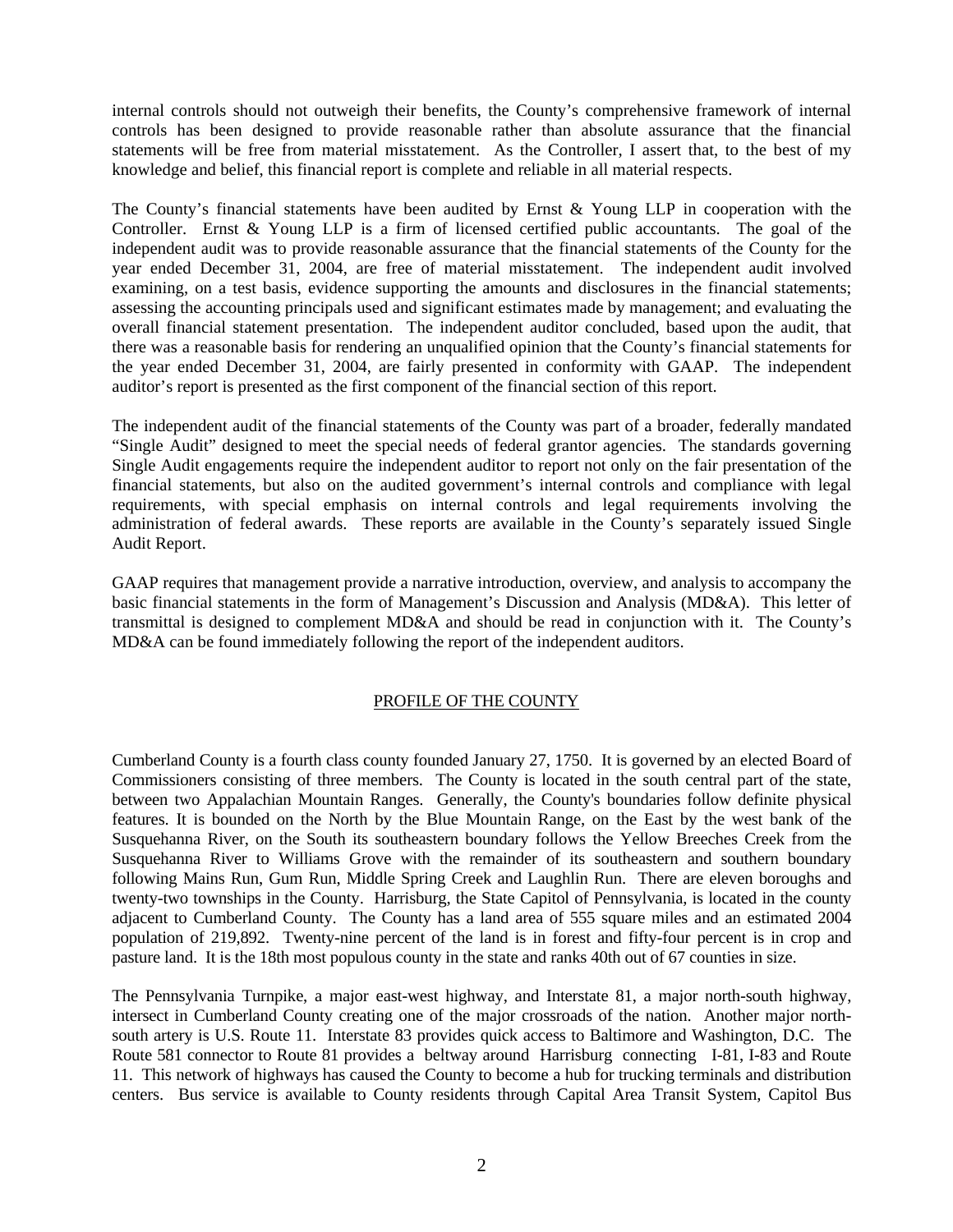internal controls should not outweigh their benefits, the County's comprehensive framework of internal controls has been designed to provide reasonable rather than absolute assurance that the financial statements will be free from material misstatement. As the Controller, I assert that, to the best of my knowledge and belief, this financial report is complete and reliable in all material respects.

The County's financial statements have been audited by Ernst & Young LLP in cooperation with the Controller. Ernst & Young LLP is a firm of licensed certified public accountants. The goal of the independent audit was to provide reasonable assurance that the financial statements of the County for the year ended December 31, 2004, are free of material misstatement. The independent audit involved examining, on a test basis, evidence supporting the amounts and disclosures in the financial statements; assessing the accounting principals used and significant estimates made by management; and evaluating the overall financial statement presentation. The independent auditor concluded, based upon the audit, that there was a reasonable basis for rendering an unqualified opinion that the County's financial statements for the year ended December 31, 2004, are fairly presented in conformity with GAAP. The independent auditor's report is presented as the first component of the financial section of this report.

The independent audit of the financial statements of the County was part of a broader, federally mandated "Single Audit" designed to meet the special needs of federal grantor agencies. The standards governing Single Audit engagements require the independent auditor to report not only on the fair presentation of the financial statements, but also on the audited government's internal controls and compliance with legal requirements, with special emphasis on internal controls and legal requirements involving the administration of federal awards. These reports are available in the County's separately issued Single Audit Report.

GAAP requires that management provide a narrative introduction, overview, and analysis to accompany the basic financial statements in the form of Management's Discussion and Analysis (MD&A). This letter of transmittal is designed to complement MD&A and should be read in conjunction with it. The County's MD&A can be found immediately following the report of the independent auditors.

## PROFILE OF THE COUNTY

Cumberland County is a fourth class county founded January 27, 1750. It is governed by an elected Board of Commissioners consisting of three members. The County is located in the south central part of the state, between two Appalachian Mountain Ranges. Generally, the County's boundaries follow definite physical features. It is bounded on the North by the Blue Mountain Range, on the East by the west bank of the Susquehanna River, on the South its southeastern boundary follows the Yellow Breeches Creek from the Susquehanna River to Williams Grove with the remainder of its southeastern and southern boundary following Mains Run, Gum Run, Middle Spring Creek and Laughlin Run. There are eleven boroughs and twenty-two townships in the County. Harrisburg, the State Capitol of Pennsylvania, is located in the county adjacent to Cumberland County. The County has a land area of 555 square miles and an estimated 2004 population of 219,892. Twenty-nine percent of the land is in forest and fifty-four percent is in crop and pasture land. It is the 18th most populous county in the state and ranks 40th out of 67 counties in size.

The Pennsylvania Turnpike, a major east-west highway, and Interstate 81, a major north-south highway, intersect in Cumberland County creating one of the major crossroads of the nation. Another major north-south artery is U.S. Route 11. Interstate 83 provides quick access to Baltimore and Washington, D.C. The Route 581 connector to Route 81 provides a beltway around Harrisburg connecting I-81, I-83 and Route 11. This network of highways has caused the County to become a hub for trucking terminals and distribution centers. Bus service is available to County residents through Capital Area Transit System, Capitol Bus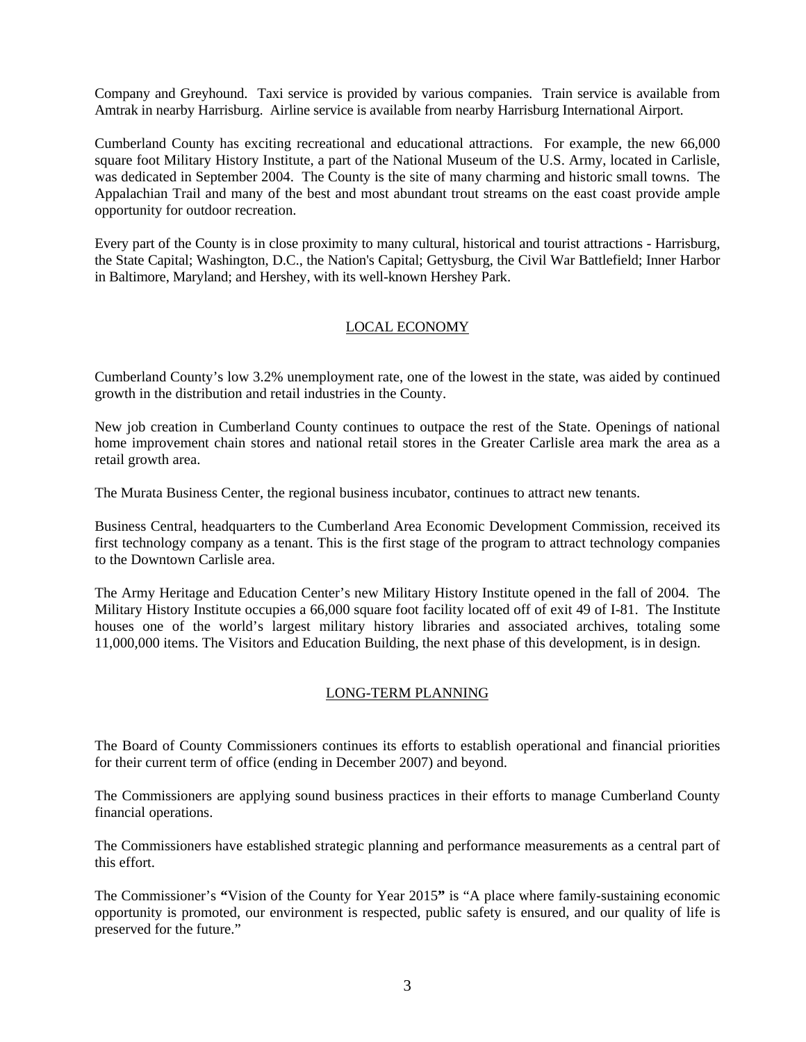Company and Greyhound. Taxi service is provided by various companies. Train service is available from Amtrak in nearby Harrisburg. Airline service is available from nearby Harrisburg International Airport.

Cumberland County has exciting recreational and educational attractions. For example, the new 66,000 square foot Military History Institute, a part of the National Museum of the U.S. Army, located in Carlisle, was dedicated in September 2004. The County is the site of many charming and historic small towns. The Appalachian Trail and many of the best and most abundant trout streams on the east coast provide ample opportunity for outdoor recreation.

Every part of the County is in close proximity to many cultural, historical and tourist attractions - Harrisburg, the State Capital; Washington, D.C., the Nation's Capital; Gettysburg, the Civil War Battlefield; Inner Harbor in Baltimore, Maryland; and Hershey, with its well-known Hershey Park.

## LOCAL ECONOMY

Cumberland County's low 3.2% unemployment rate, one of the lowest in the state, was aided by continued growth in the distribution and retail industries in the County.

New job creation in Cumberland County continues to outpace the rest of the State. Openings of national home improvement chain stores and national retail stores in the Greater Carlisle area mark the area as a retail growth area.

The Murata Business Center, the regional business incubator, continues to attract new tenants.

Business Central, headquarters to the Cumberland Area Economic Development Commission, received its first technology company as a tenant. This is the first stage of the program to attract technology companies to the Downtown Carlisle area.

The Army Heritage and Education Center's new Military History Institute opened in the fall of 2004. The Military History Institute occupies a 66,000 square foot facility located off of exit 49 of I-81. The Institute houses one of the world's largest military history libraries and associated archives, totaling some 11,000,000 items. The Visitors and Education Building, the next phase of this development, is in design.

## LONG-TERM PLANNING

The Board of County Commissioners continues its efforts to establish operational and financial priorities for their current term of office (ending in December 2007) and beyond.

The Commissioners are applying sound business practices in their efforts to manage Cumberland County financial operations.

The Commissioners have established strategic planning and performance measurements as a central part of this effort.

The Commissioner's **"**Vision of the County for Year 2015**"** is "A place where family-sustaining economic opportunity is promoted, our environment is respected, public safety is ensured, and our quality of life is preserved for the future."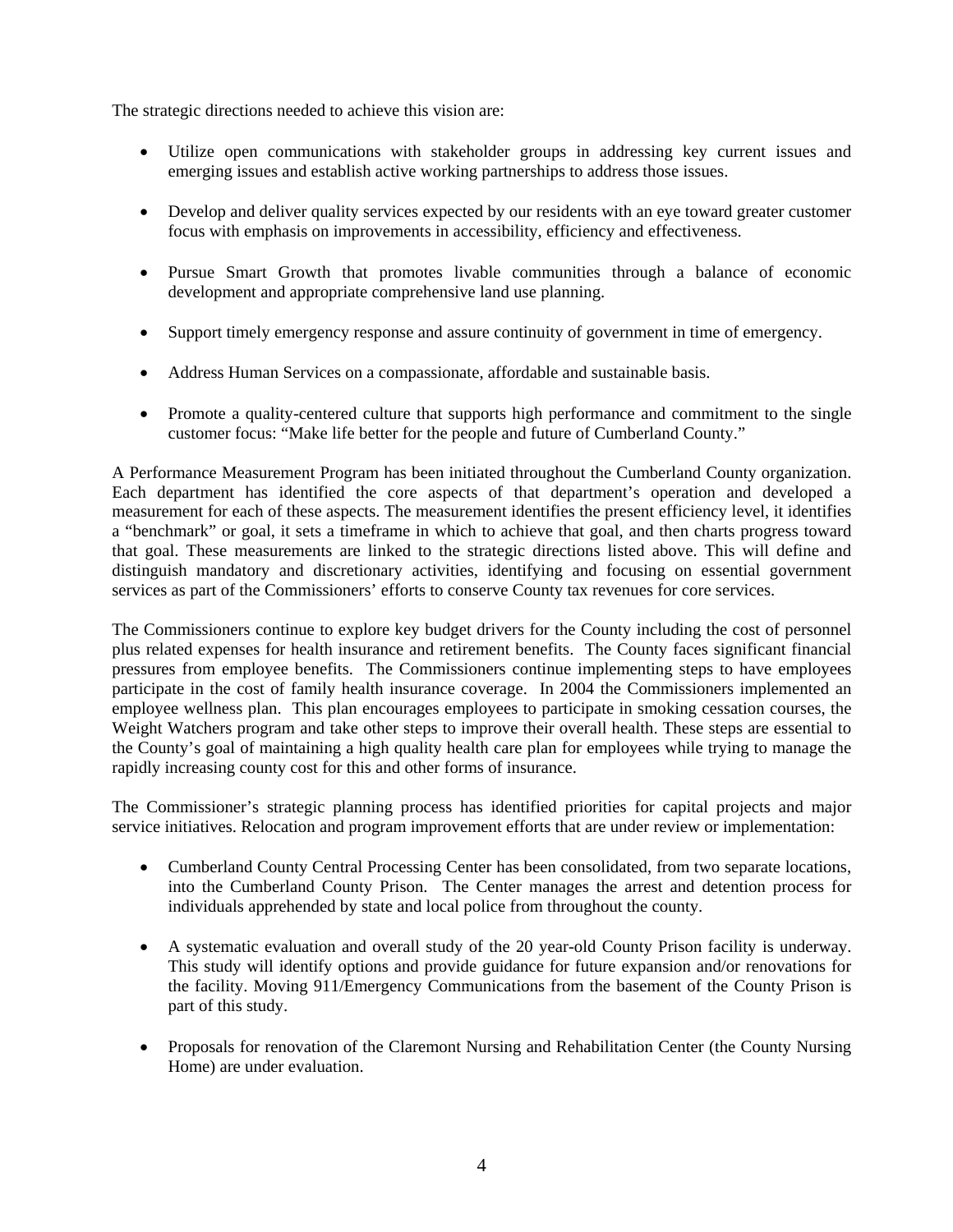The strategic directions needed to achieve this vision are:

- Utilize open communications with stakeholder groups in addressing key current issues and emerging issues and establish active working partnerships to address those issues.
- Develop and deliver quality services expected by our residents with an eye toward greater customer focus with emphasis on improvements in accessibility, efficiency and effectiveness.
- Pursue Smart Growth that promotes livable communities through a balance of economic development and appropriate comprehensive land use planning.
- Support timely emergency response and assure continuity of government in time of emergency.
- Address Human Services on a compassionate, affordable and sustainable basis.
- Promote a quality-centered culture that supports high performance and commitment to the single customer focus: "Make life better for the people and future of Cumberland County."

A Performance Measurement Program has been initiated throughout the Cumberland County organization. Each department has identified the core aspects of that department's operation and developed a measurement for each of these aspects. The measurement identifies the present efficiency level, it identifies a "benchmark" or goal, it sets a timeframe in which to achieve that goal, and then charts progress toward that goal. These measurements are linked to the strategic directions listed above. This will define and distinguish mandatory and discretionary activities, identifying and focusing on essential government services as part of the Commissioners' efforts to conserve County tax revenues for core services.

The Commissioners continue to explore key budget drivers for the County including the cost of personnel plus related expenses for health insurance and retirement benefits. The County faces significant financial pressures from employee benefits. The Commissioners continue implementing steps to have employees participate in the cost of family health insurance coverage. In 2004 the Commissioners implemented an employee wellness plan. This plan encourages employees to participate in smoking cessation courses, the Weight Watchers program and take other steps to improve their overall health. These steps are essential to the County's goal of maintaining a high quality health care plan for employees while trying to manage the rapidly increasing county cost for this and other forms of insurance.

The Commissioner's strategic planning process has identified priorities for capital projects and major service initiatives. Relocation and program improvement efforts that are under review or implementation:

- Cumberland County Central Processing Center has been consolidated, from two separate locations, into the Cumberland County Prison. The Center manages the arrest and detention process for individuals apprehended by state and local police from throughout the county.
- A systematic evaluation and overall study of the 20 year-old County Prison facility is underway. This study will identify options and provide guidance for future expansion and/or renovations for the facility. Moving 911/Emergency Communications from the basement of the County Prison is part of this study.
- Proposals for renovation of the Claremont Nursing and Rehabilitation Center (the County Nursing Home) are under evaluation.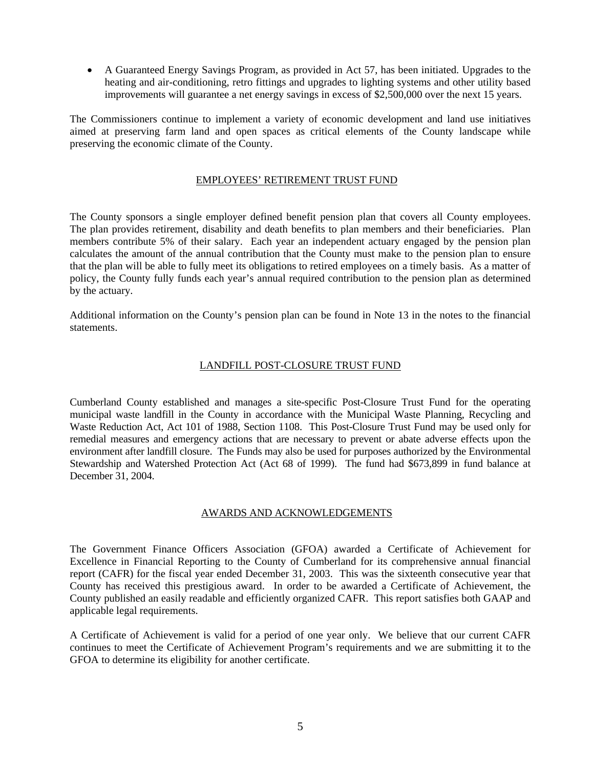- A Guaranteed Energy Savings Program, as provided in Act 57, has been initiated. Upgrades to the heating and air-conditioning, retro fittings and upgrades to lighting systems and other utility based improvements will guarantee a net energy savings in excess of $2,500,000 over the next 15 years.

The Commissioners continue to implement a variety of economic development and land use initiatives aimed at preserving farm land and open spaces as critical elements of the County landscape while preserving the economic climate of the County.

## EMPLOYEES' RETIREMENT TRUST FUND

The County sponsors a single employer defined benefit pension plan that covers all County employees. The plan provides retirement, disability and death benefits to plan members and their beneficiaries. Plan members contribute 5% of their salary. Each year an independent actuary engaged by the pension plan calculates the amount of the annual contribution that the County must make to the pension plan to ensure that the plan will be able to fully meet its obligations to retired employees on a timely basis. As a matter of policy, the County fully funds each year's annual required contribution to the pension plan as determined by the actuary.

Additional information on the County's pension plan can be found in Note 13 in the notes to the financial statements.

## LANDFILL POST-CLOSURE TRUST FUND

Cumberland County established and manages a site-specific Post-Closure Trust Fund for the operating municipal waste landfill in the County in accordance with the Municipal Waste Planning, Recycling and Waste Reduction Act, Act 101 of 1988, Section 1108. This Post-Closure Trust Fund may be used only for remedial measures and emergency actions that are necessary to prevent or abate adverse effects upon the environment after landfill closure. The Funds may also be used for purposes authorized by the Environmental Stewardship and Watershed Protection Act (Act 68 of 1999). The fund had $673,899 in fund balance at December 31, 2004.

## AWARDS AND ACKNOWLEDGEMENTS

The Government Finance Officers Association (GFOA) awarded a Certificate of Achievement for Excellence in Financial Reporting to the County of Cumberland for its comprehensive annual financial report (CAFR) for the fiscal year ended December 31, 2003. This was the sixteenth consecutive year that County has received this prestigious award. In order to be awarded a Certificate of Achievement, the County published an easily readable and efficiently organized CAFR. This report satisfies both GAAP and applicable legal requirements.

A Certificate of Achievement is valid for a period of one year only. We believe that our current CAFR continues to meet the Certificate of Achievement Program's requirements and we are submitting it to the GFOA to determine its eligibility for another certificate.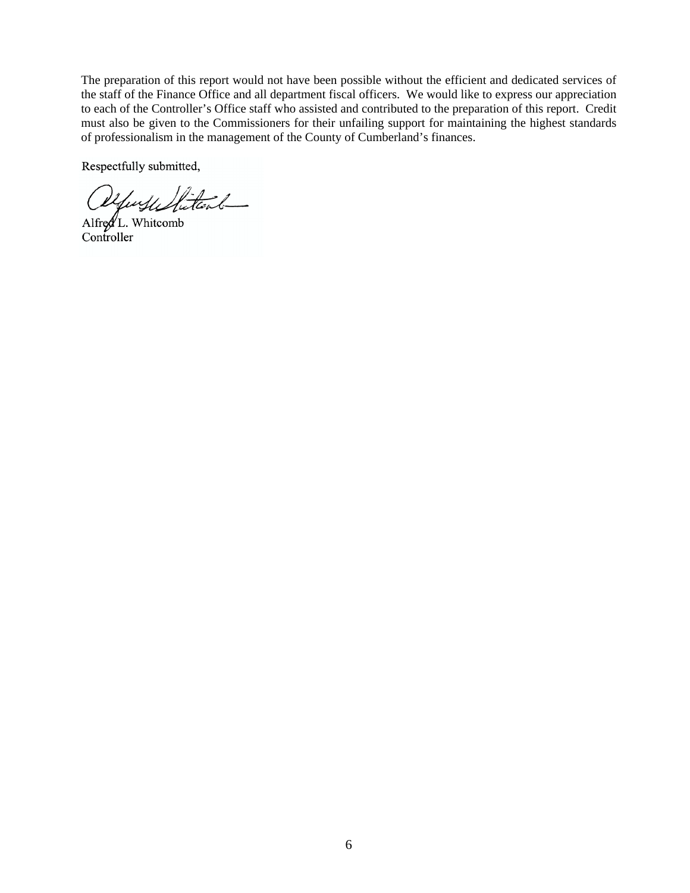The preparation of this report would not have been possible without the efficient and dedicated services of the staff of the Finance Office and all department fiscal officers. We would like to express our appreciation to each of the Controller's Office staff who assisted and contributed to the preparation of this report. Credit must also be given to the Commissioners for their unfailing support for maintaining the highest standards of professionalism in the management of the County of Cumberland's finances.

Respectfully submitted,

Alfred L. Whitcomb
Controller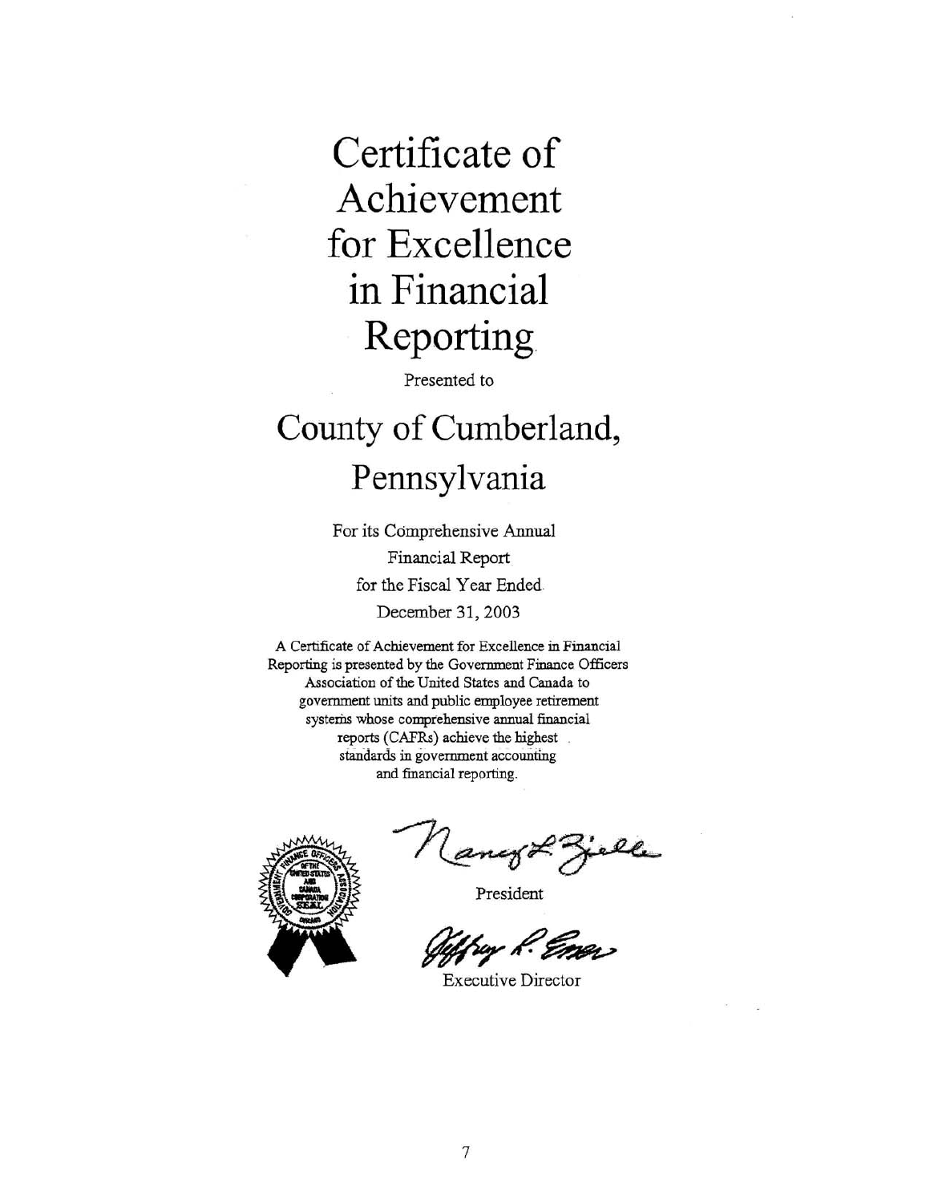# Certificate of Achievement for Excellence in Financial Reporting

Presented to

## County of Cumberland, Pennsylvania

For its Comprehensive Annual Financial Report for the Fiscal Year Ended December 31, 2003

A Certificate of Achievement for Excellence in Financial Reporting is presented by the Government Finance Officers Association of the United States and Canada to government units and public employee retirement systems whose comprehensive annual financial reports (CAFRs) achieve the highest standards in government accounting and financial reporting.

President

Executive Director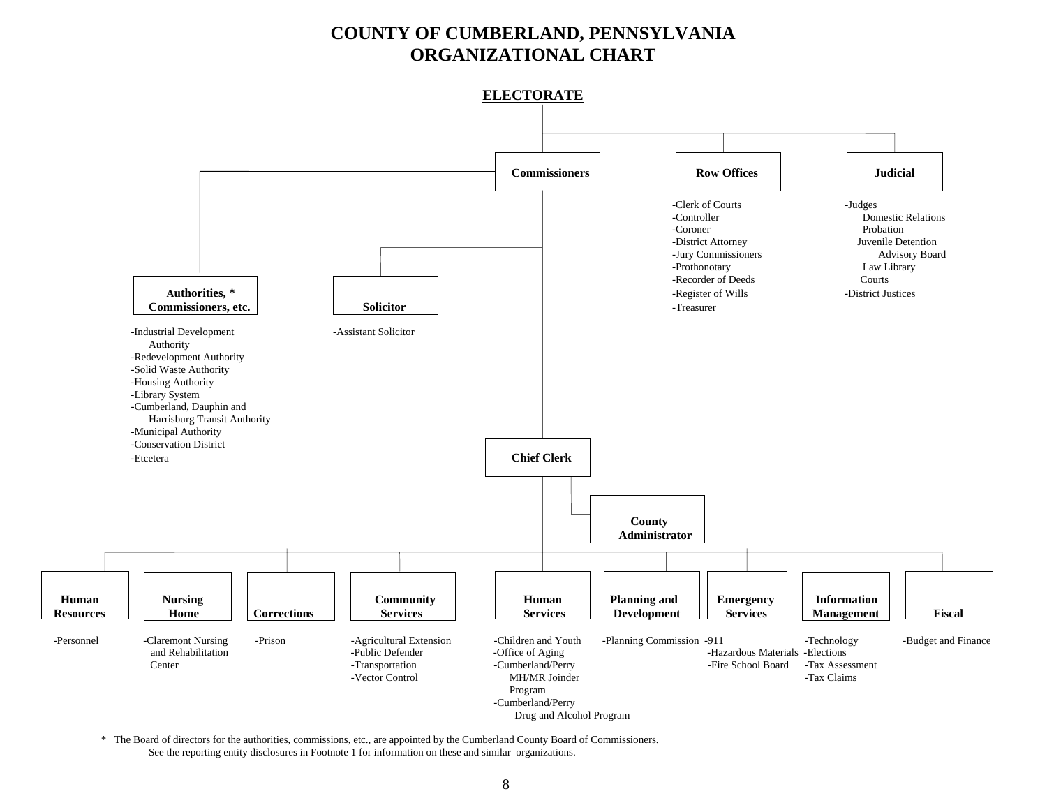# COUNTY OF CUMBERLAND, PENNSYLVANIA
# ORGANIZATIONAL CHART

**ELECTORATE**

**Commissioners**

**Row Offices**

- -Clerk of Courts
- -Controller
- -Coroner
- -District Attorney
- -Jury Commissioners
- -Prothonotary
- -Recorder of Deeds
- -Register of Wills
- -Treasurer

**Judicial**

- -Judges
  - Domestic Relations
  - Probation
  - Juvenile Detention Advisory Board
  - Law Library
  - Courts
- -District Justices

**Authorities, * Commissioners, etc.**

- -Industrial Development Authority
- -Redevelopment Authority
- -Solid Waste Authority
- -Housing Authority
- -Library System
- -Cumberland, Dauphin and Harrisburg Transit Authority
- -Municipal Authority
- -Conservation District
- -Etcetera

**Solicitor**

- -Assistant Solicitor

**Chief Clerk**

**County Administrator**

**Human Resources**

- -Personnel

**Nursing Home**

- -Claremont Nursing and Rehabilitation Center

**Corrections**

- -Prison

**Community Services**

- -Agricultural Extension
- -Public Defender
- -Transportation
- -Vector Control

**Human Services**

- -Children and Youth
- -Office of Aging
- -Cumberland/Perry MH/MR Joinder Program
- -Cumberland/Perry Drug and Alcohol Program

**Planning and Development**

- -Planning Commission

**Emergency Services**

- -911
- -Hazardous Materials
- -Fire School Board

**Information Management**

- -Technology
- -Elections
- -Tax Assessment
- -Tax Claims

**Fiscal**

- -Budget and Finance

\* The Board of directors for the authorities, commissions, etc., are appointed by the Cumberland County Board of Commissioners. See the reporting entity disclosures in Footnote 1 for information on these and similar organizations.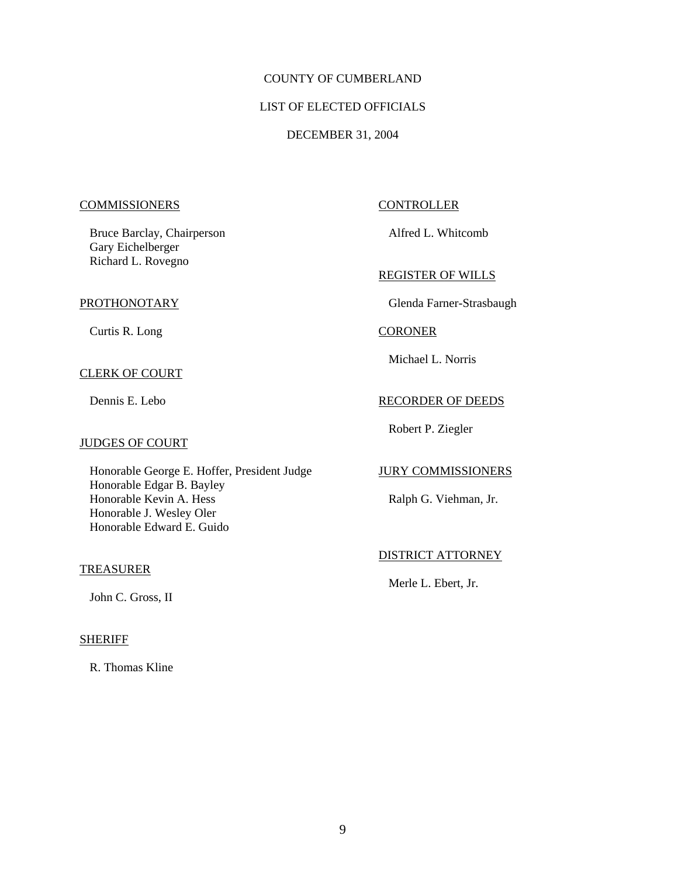# COUNTY OF CUMBERLAND

## LIST OF ELECTED OFFICIALS

## DECEMBER 31, 2004

### COMMISSIONERS

Bruce Barclay, Chairperson
Gary Eichelberger
Richard L. Rovegno

### PROTHONOTARY

Curtis R. Long

### CLERK OF COURT

Dennis E. Lebo

### JUDGES OF COURT

Honorable George E. Hoffer, President Judge
Honorable Edgar B. Bayley
Honorable Kevin A. Hess
Honorable J. Wesley Oler
Honorable Edward E. Guido

### TREASURER

John C. Gross, II

### SHERIFF

R. Thomas Kline

### CONTROLLER

Alfred L. Whitcomb

### REGISTER OF WILLS

Glenda Farner-Strasbaugh

### CORONER

Michael L. Norris

### RECORDER OF DEEDS

Robert P. Ziegler

### JURY COMMISSIONERS

Ralph G. Viehman, Jr.

### DISTRICT ATTORNEY

Merle L. Ebert, Jr.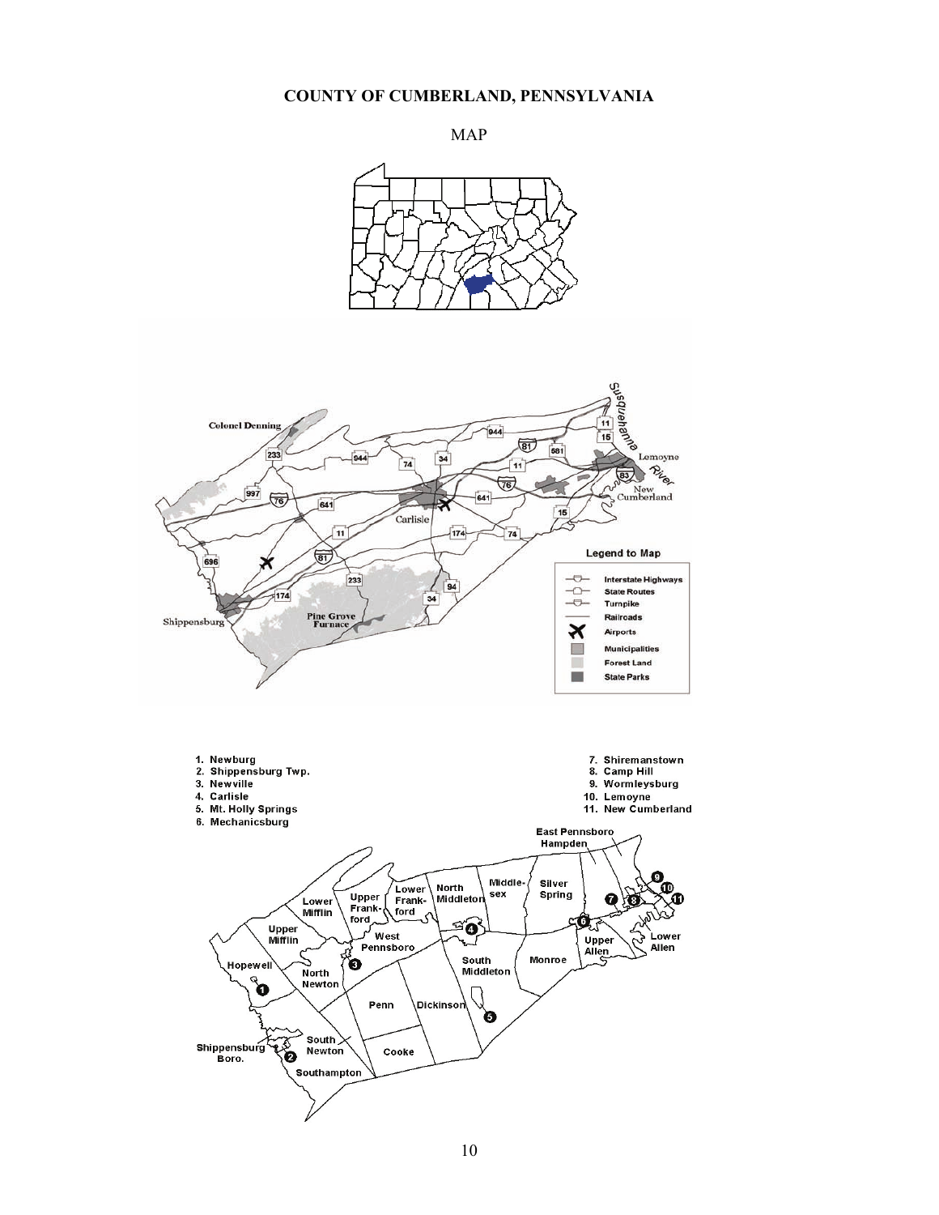# COUNTY OF CUMBERLAND, PENNSYLVANIA

MAP

Colonel Denning
Carlisle
Lemoyne
New Cumberland
Susquehanna River
Shippensburg
Pine Grove Furnace
233
944
74
34
944
81
581
11
15
11
83
76
997
76
641
641
15
11
174
74
696
81
233
94
174
34

Legend to Map
Interstate Highways
State Routes
Turnpike
Railroads
Airports
Municipalities
Forest Land
State Parks

1. Newburg
2. Shippensburg Twp.
3. Newville
4. Carlisle
5. Mt. Holly Springs
6. Mechanicsburg
7. Shiremanstown
8. Camp Hill
9. Wormleysburg
10. Lemoyne
11. New Cumberland

East Pennsboro
Hampden
Lower Mifflin
Upper Frankford
Lower Frankford
North Middleton
Middlesex
Silver Spring
Upper Mifflin
West Pennsboro
Lower Allen
Upper Allen
Hopewell
North Newton
South Middleton
Monroe
Penn
Dickinson
Shippensburg Boro.
South Newton
Cooke
Southampton